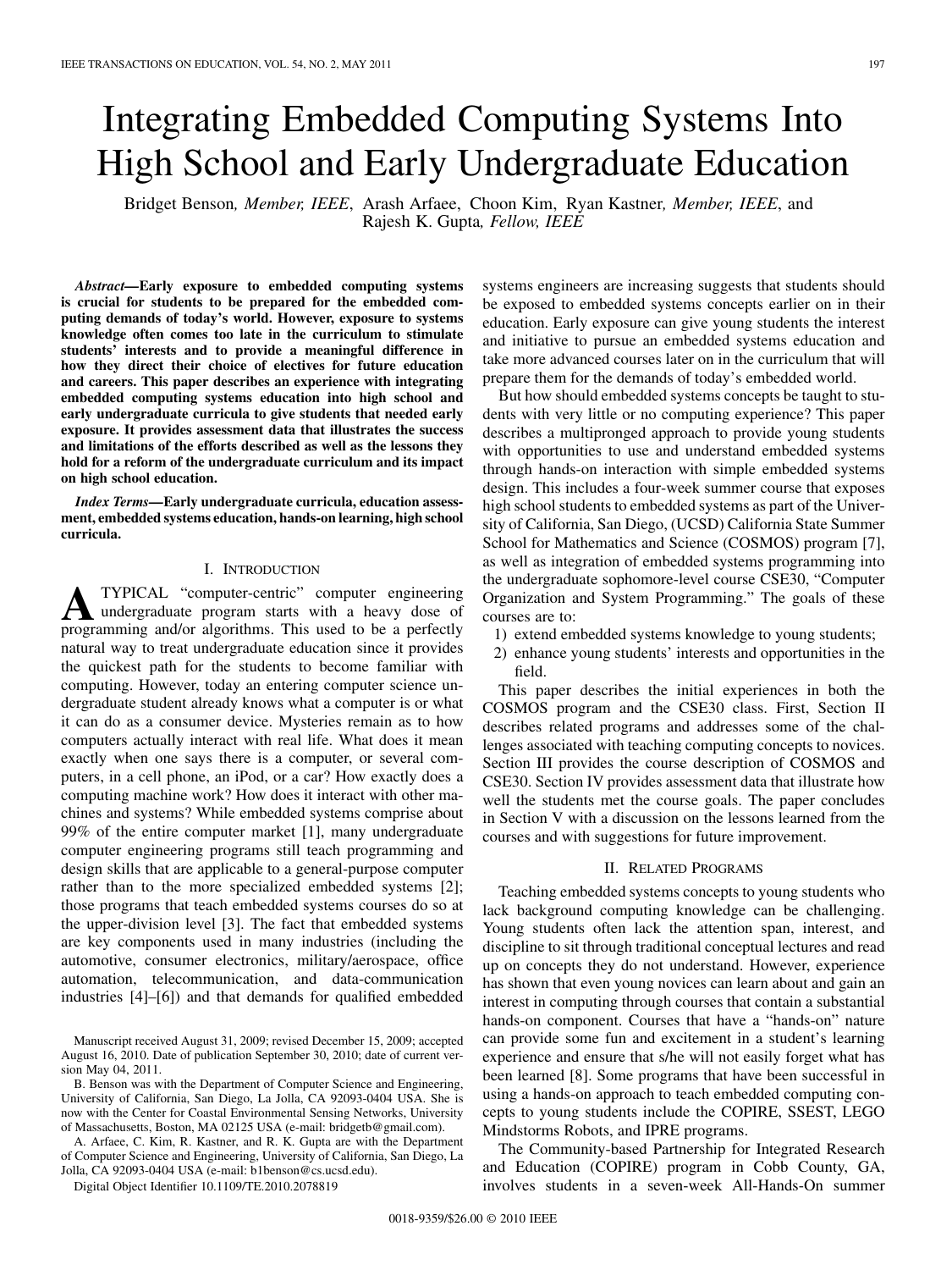# Integrating Embedded Computing Systems Into High School and Early Undergraduate Education

Bridget Benson, *Member, IEEE*, Arash Arfaee, Choon Kim, Ryan Kastner, *Member, IEEE*, and Rajesh K. Gupta, *Fellow, IEEE*

***Abstract*—Early exposure to embedded computing systems is crucial for students to be prepared for the embedded computing demands of today's world. However, exposure to systems knowledge often comes too late in the curriculum to stimulate students' interests and to provide a meaningful difference in how they direct their choice of electives for future education and careers. This paper describes an experience with integrating embedded computing systems education into high school and early undergraduate curricula to give students that needed early exposure. It provides assessment data that illustrates the success and limitations of the efforts described as well as the lessons they hold for a reform of the undergraduate curriculum and its impact on high school education.**

***Index Terms*—Early undergraduate curricula, education assessment, embedded systems education, hands-on learning, high school curricula.**

## I. Introduction

A typical "computer-centric" computer engineering undergraduate program starts with a heavy dose of programming and/or algorithms. This used to be a perfectly natural way to treat undergraduate education since it provides the quickest path for the students to become familiar with computing. However, today an entering computer science undergraduate student already knows what a computer is or what it can do as a consumer device. Mysteries remain as to how computers actually interact with real life. What does it mean exactly when one says there is a computer, or several computers, in a cell phone, an iPod, or a car? How exactly does a computing machine work? How does it interact with other machines and systems? While embedded systems comprise about 99% of the entire computer market [1], many undergraduate computer engineering programs still teach programming and design skills that are applicable to a general-purpose computer rather than to the more specialized embedded systems [2]; those programs that teach embedded systems courses do so at the upper-division level [3]. The fact that embedded systems are key components used in many industries (including the automotive, consumer electronics, military/aerospace, office automation, telecommunication, and data-communication industries [4]–[6]) and that demands for qualified embedded systems engineers are increasing suggests that students should be exposed to embedded systems concepts earlier on in their education. Early exposure can give young students the interest and initiative to pursue an embedded systems education and take more advanced courses later on in the curriculum that will prepare them for the demands of today's embedded world.

But how should embedded systems concepts be taught to students with very little or no computing experience? This paper describes a multipronged approach to provide young students with opportunities to use and understand embedded systems through hands-on interaction with simple embedded systems design. This includes a four-week summer course that exposes high school students to embedded systems as part of the University of California, San Diego, (UCSD) California State Summer School for Mathematics and Science (COSMOS) program [7], as well as integration of embedded systems programming into the undergraduate sophomore-level course CSE30, "Computer Organization and System Programming." The goals of these courses are to:

1) extend embedded systems knowledge to young students;
2) enhance young students' interests and opportunities in the field.

This paper describes the initial experiences in both the COSMOS program and the CSE30 class. First, Section II describes related programs and addresses some of the challenges associated with teaching computing concepts to novices. Section III provides the course description of COSMOS and CSE30. Section IV provides assessment data that illustrate how well the students met the course goals. The paper concludes in Section V with a discussion on the lessons learned from the courses and with suggestions for future improvement.

## II. Related Programs

Teaching embedded systems concepts to young students who lack background computing knowledge can be challenging. Young students often lack the attention span, interest, and discipline to sit through traditional conceptual lectures and read up on concepts they do not understand. However, experience has shown that even young novices can learn about and gain an interest in computing through courses that contain a substantial hands-on component. Courses that have a "hands-on" nature can provide some fun and excitement in a student's learning experience and ensure that s/he will not easily forget what has been learned [8]. Some programs that have been successful in using a hands-on approach to teach embedded computing concepts to young students include the COPIRE, SSEST, LEGO Mindstorms Robots, and IPRE programs.

The Community-based Partnership for Integrated Research and Education (COPIRE) program in Cobb County, GA, involves students in a seven-week All-Hands-On summer

---

Manuscript received August 31, 2009; revised December 15, 2009; accepted August 16, 2010. Date of publication September 30, 2010; date of current version May 04, 2011.

B. Benson was with the Department of Computer Science and Engineering, University of California, San Diego, La Jolla, CA 92093-0404 USA. She is now with the Center for Coastal Environmental Sensing Networks, University of Massachusetts, Boston, MA 02125 USA (e-mail: bridgetb@gmail.com).

A. Arfaee, C. Kim, R. Kastner, and R. K. Gupta are with the Department of Computer Science and Engineering, University of California, San Diego, La Jolla, CA 92093-0404 USA (e-mail: b1benson@cs.ucsd.edu).

Digital Object Identifier 10.1109/TE.2010.2078819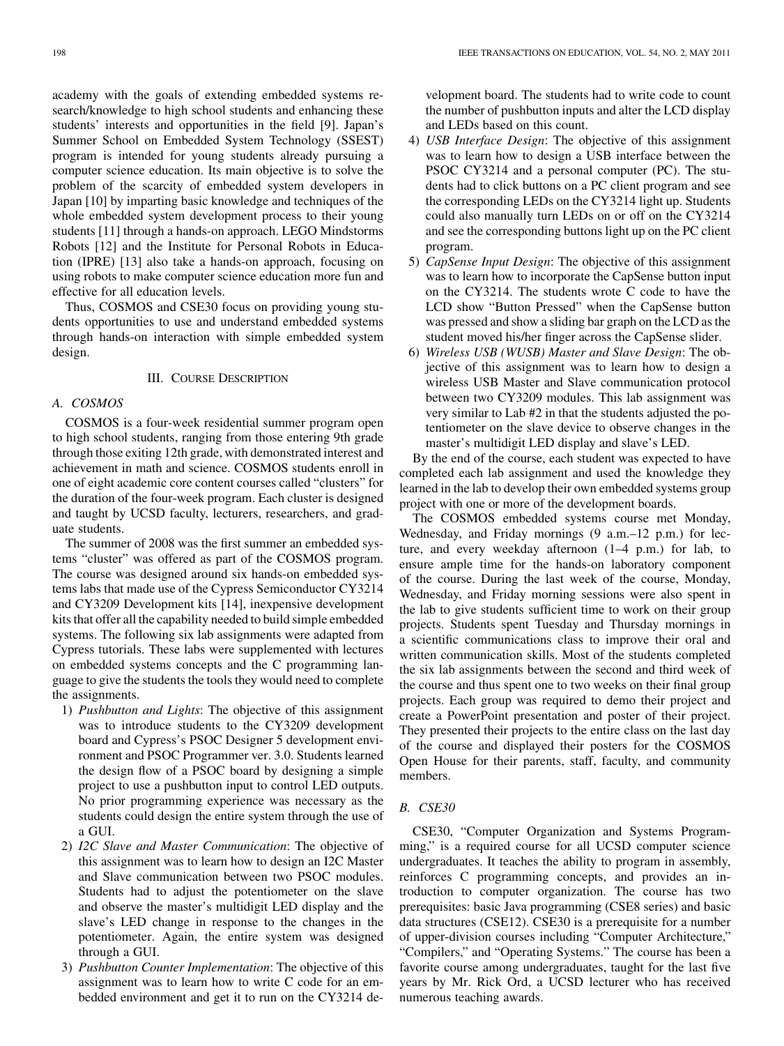academy with the goals of extending embedded systems research/knowledge to high school students and enhancing these students' interests and opportunities in the field [9]. Japan's Summer School on Embedded System Technology (SSEST) program is intended for young students already pursuing a computer science education. Its main objective is to solve the problem of the scarcity of embedded system developers in Japan [10] by imparting basic knowledge and techniques of the whole embedded system development process to their young students [11] through a hands-on approach. LEGO Mindstorms Robots [12] and the Institute for Personal Robots in Education (IPRE) [13] also take a hands-on approach, focusing on using robots to make computer science education more fun and effective for all education levels.

Thus, COSMOS and CSE30 focus on providing young students opportunities to use and understand embedded systems through hands-on interaction with simple embedded system design.

## III. Course Description

### A. COSMOS

COSMOS is a four-week residential summer program open to high school students, ranging from those entering 9th grade through those exiting 12th grade, with demonstrated interest and achievement in math and science. COSMOS students enroll in one of eight academic core content courses called "clusters" for the duration of the four-week program. Each cluster is designed and taught by UCSD faculty, lecturers, researchers, and graduate students.

The summer of 2008 was the first summer an embedded systems "cluster" was offered as part of the COSMOS program. The course was designed around six hands-on embedded systems labs that made use of the Cypress Semiconductor CY3214 and CY3209 Development kits [14], inexpensive development kits that offer all the capability needed to build simple embedded systems. The following six lab assignments were adapted from Cypress tutorials. These labs were supplemented with lectures on embedded systems concepts and the C programming language to give the students the tools they would need to complete the assignments.

1) *Pushbutton and Lights*: The objective of this assignment was to introduce students to the CY3209 development board and Cypress's PSOC Designer 5 development environment and PSOC Programmer ver. 3.0. Students learned the design flow of a PSOC board by designing a simple project to use a pushbutton input to control LED outputs. No prior programming experience was necessary as the students could design the entire system through the use of a GUI.
2) *I2C Slave and Master Communication*: The objective of this assignment was to learn how to design an I2C Master and Slave communication between two PSOC modules. Students had to adjust the potentiometer on the slave and observe the master's multidigit LED display and the slave's LED change in response to the changes in the potentiometer. Again, the entire system was designed through a GUI.
3) *Pushbutton Counter Implementation*: The objective of this assignment was to learn how to write C code for an embedded environment and get it to run on the CY3214 development board. The students had to write code to count the number of pushbutton inputs and alter the LCD display and LEDs based on this count.
4) *USB Interface Design*: The objective of this assignment was to learn how to design a USB interface between the PSOC CY3214 and a personal computer (PC). The students had to click buttons on a PC client program and see the corresponding LEDs on the CY3214 light up. Students could also manually turn LEDs on or off on the CY3214 and see the corresponding buttons light up on the PC client program.
5) *CapSense Input Design*: The objective of this assignment was to learn how to incorporate the CapSense button input on the CY3214. The students wrote C code to have the LCD show "Button Pressed" when the CapSense button was pressed and show a sliding bar graph on the LCD as the student moved his/her finger across the CapSense slider.
6) *Wireless USB (WUSB) Master and Slave Design*: The objective of this assignment was to learn how to design a wireless USB Master and Slave communication protocol between two CY3209 modules. This lab assignment was very similar to Lab #2 in that the students adjusted the potentiometer on the slave device to observe changes in the master's multidigit LED display and slave's LED.

By the end of the course, each student was expected to have completed each lab assignment and used the knowledge they learned in the lab to develop their own embedded systems group project with one or more of the development boards.

The COSMOS embedded systems course met Monday, Wednesday, and Friday mornings (9 a.m.–12 p.m.) for lecture, and every weekday afternoon (1–4 p.m.) for lab, to ensure ample time for the hands-on laboratory component of the course. During the last week of the course, Monday, Wednesday, and Friday morning sessions were also spent in the lab to give students sufficient time to work on their group projects. Students spent Tuesday and Thursday mornings in a scientific communications class to improve their oral and written communication skills. Most of the students completed the six lab assignments between the second and third week of the course and thus spent one to two weeks on their final group projects. Each group was required to demo their project and create a PowerPoint presentation and poster of their project. They presented their projects to the entire class on the last day of the course and displayed their posters for the COSMOS Open House for their parents, staff, faculty, and community members.

### B. CSE30

CSE30, "Computer Organization and Systems Programming," is a required course for all UCSD computer science undergraduates. It teaches the ability to program in assembly, reinforces C programming concepts, and provides an introduction to computer organization. The course has two prerequisites: basic Java programming (CSE8 series) and basic data structures (CSE12). CSE30 is a prerequisite for a number of upper-division courses including "Computer Architecture," "Compilers," and "Operating Systems." The course has been a favorite course among undergraduates, taught for the last five years by Mr. Rick Ord, a UCSD lecturer who has received numerous teaching awards.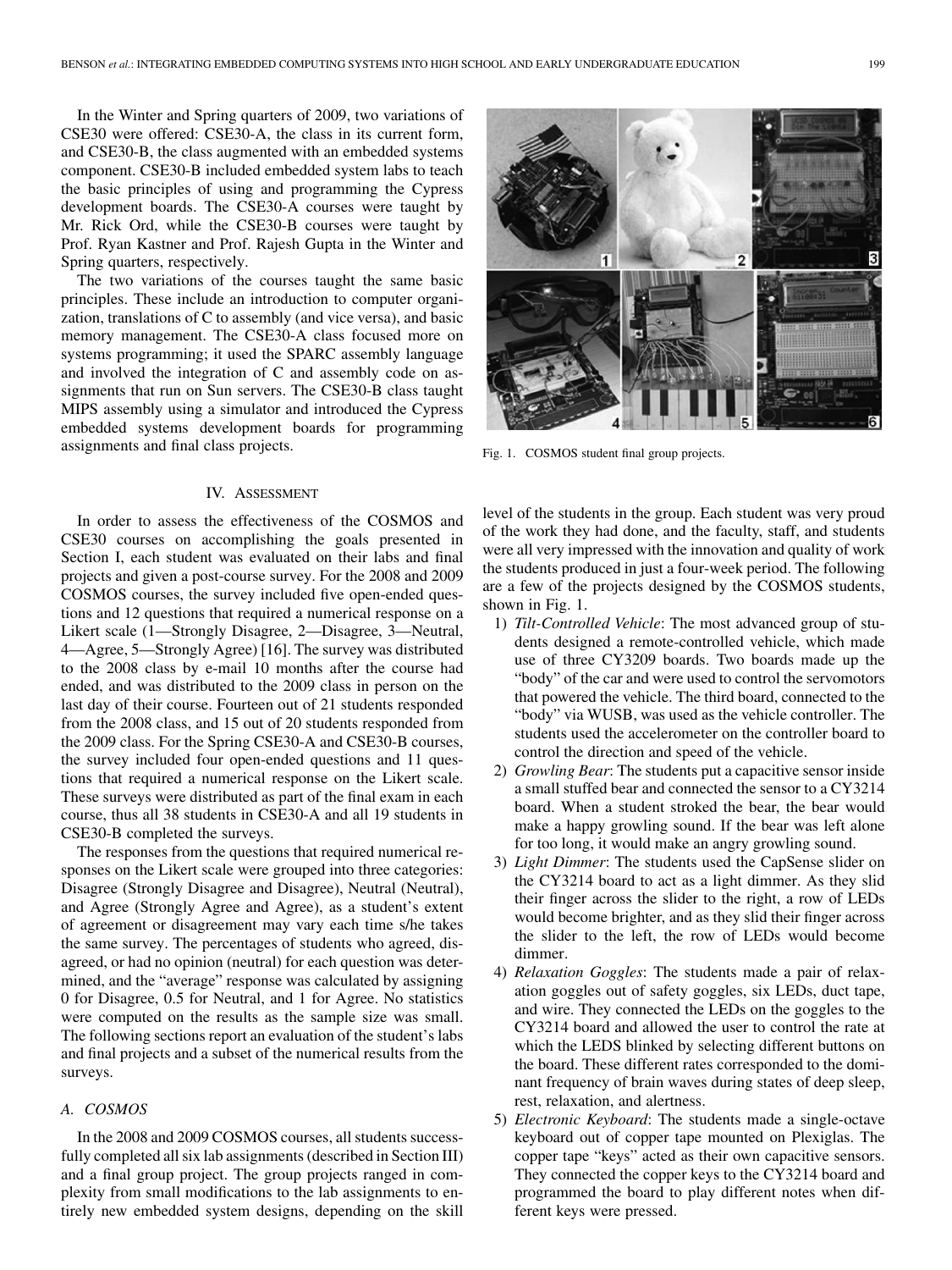In the Winter and Spring quarters of 2009, two variations of CSE30 were offered: CSE30-A, the class in its current form, and CSE30-B, the class augmented with an embedded systems component. CSE30-B included embedded system labs to teach the basic principles of using and programming the Cypress development boards. The CSE30-A courses were taught by Mr. Rick Ord, while the CSE30-B courses were taught by Prof. Ryan Kastner and Prof. Rajesh Gupta in the Winter and Spring quarters, respectively.

The two variations of the courses taught the same basic principles. These include an introduction to computer organization, translations of C to assembly (and vice versa), and basic memory management. The CSE30-A class focused more on systems programming; it used the SPARC assembly language and involved the integration of C and assembly code on assignments that run on Sun servers. The CSE30-B class taught MIPS assembly using a simulator and introduced the Cypress embedded systems development boards for programming assignments and final class projects.

Fig. 1. COSMOS student final group projects.

## IV. Assessment

In order to assess the effectiveness of the COSMOS and CSE30 courses on accomplishing the goals presented in Section I, each student was evaluated on their labs and final projects and given a post-course survey. For the 2008 and 2009 COSMOS courses, the survey included five open-ended questions and 12 questions that required a numerical response on a Likert scale (1—Strongly Disagree, 2—Disagree, 3—Neutral, 4—Agree, 5—Strongly Agree) [16]. The survey was distributed to the 2008 class by e-mail 10 months after the course had ended, and was distributed to the 2009 class in person on the last day of their course. Fourteen out of 21 students responded from the 2008 class, and 15 out of 20 students responded from the 2009 class. For the Spring CSE30-A and CSE30-B courses, the survey included four open-ended questions and 11 questions that required a numerical response on the Likert scale. These surveys were distributed as part of the final exam in each course, thus all 38 students in CSE30-A and all 19 students in CSE30-B completed the surveys.

The responses from the questions that required numerical responses on the Likert scale were grouped into three categories: Disagree (Strongly Disagree and Disagree), Neutral (Neutral), and Agree (Strongly Agree and Agree), as a student's extent of agreement or disagreement may vary each time s/he takes the same survey. The percentages of students who agreed, disagreed, or had no opinion (neutral) for each question was determined, and the "average" response was calculated by assigning 0 for Disagree, 0.5 for Neutral, and 1 for Agree. No statistics were computed on the results as the sample size was small. The following sections report an evaluation of the student's labs and final projects and a subset of the numerical results from the surveys.

### A. COSMOS

In the 2008 and 2009 COSMOS courses, all students successfully completed all six lab assignments (described in Section III) and a final group project. The group projects ranged in complexity from small modifications to the lab assignments to entirely new embedded system designs, depending on the skill level of the students in the group. Each student was very proud of the work they had done, and the faculty, staff, and students were all very impressed with the innovation and quality of work the students produced in just a four-week period. The following are a few of the projects designed by the COSMOS students, shown in Fig. 1.

1) *Tilt-Controlled Vehicle*: The most advanced group of students designed a remote-controlled vehicle, which made use of three CY3209 boards. Two boards made up the "body" of the car and were used to control the servomotors that powered the vehicle. The third board, connected to the "body" via WUSB, was used as the vehicle controller. The students used the accelerometer on the controller board to control the direction and speed of the vehicle.
2) *Growling Bear*: The students put a capacitive sensor inside a small stuffed bear and connected the sensor to a CY3214 board. When a student stroked the bear, the bear would make a happy growling sound. If the bear was left alone for too long, it would make an angry growling sound.
3) *Light Dimmer*: The students used the CapSense slider on the CY3214 board to act as a light dimmer. As they slid their finger across the slider to the right, a row of LEDs would become brighter, and as they slid their finger across the slider to the left, the row of LEDs would become dimmer.
4) *Relaxation Goggles*: The students made a pair of relaxation goggles out of safety goggles, six LEDs, duct tape, and wire. They connected the LEDs on the goggles to the CY3214 board and allowed the user to control the rate at which the LEDS blinked by selecting different buttons on the board. These different rates corresponded to the dominant frequency of brain waves during states of deep sleep, rest, relaxation, and alertness.
5) *Electronic Keyboard*: The students made a single-octave keyboard out of copper tape mounted on Plexiglas. The copper tape "keys" acted as their own capacitive sensors. They connected the copper keys to the CY3214 board and programmed the board to play different notes when different keys were pressed.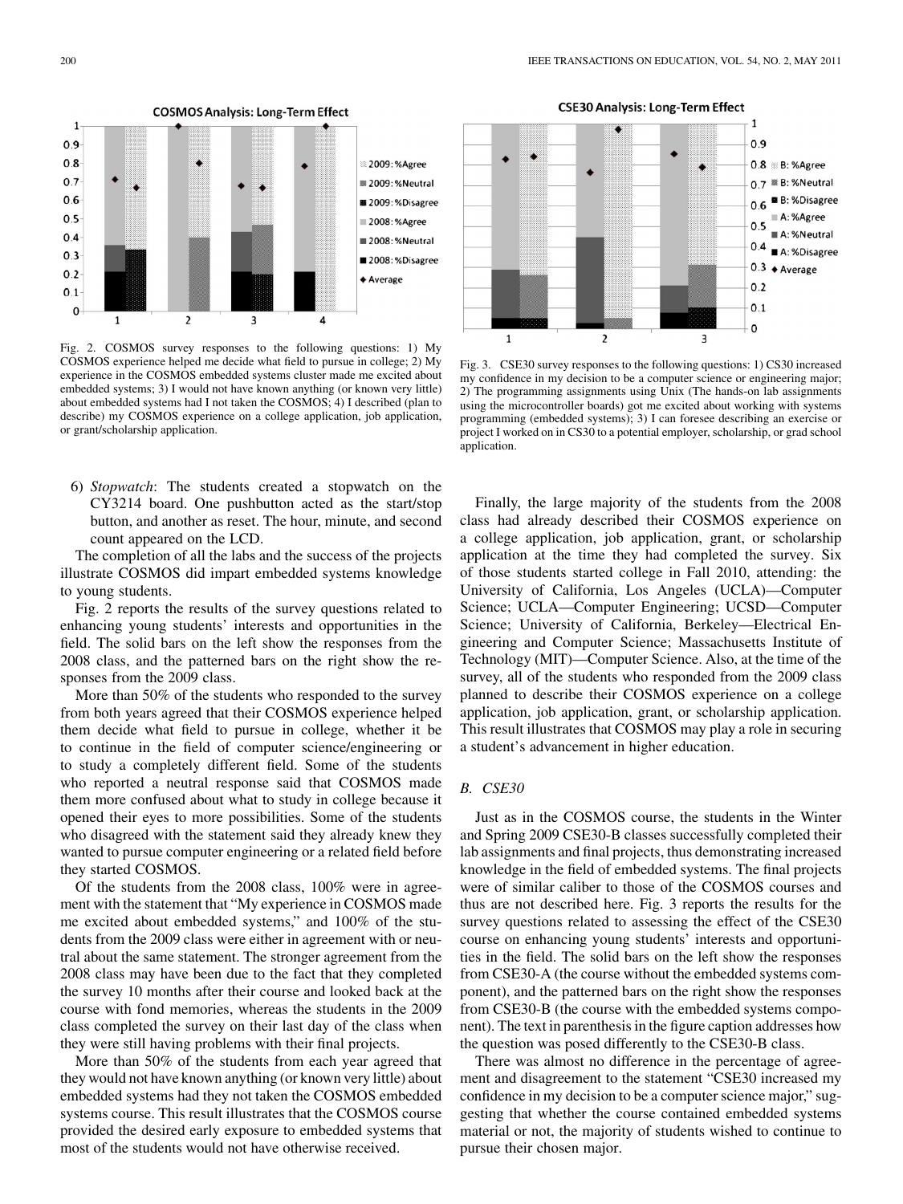Fig. 2. COSMOS survey responses to the following questions: 1) My COSMOS experience helped me decide what field to pursue in college; 2) My experience in the COSMOS embedded systems cluster made me excited about embedded systems; 3) I would not have known anything (or known very little) about embedded systems had I not taken the COSMOS; 4) I described (plan to describe) my COSMOS experience on a college application, job application, or grant/scholarship application.

Fig. 3. CSE30 survey responses to the following questions: 1) CS30 increased my confidence in my decision to be a computer science or engineering major; 2) The programming assignments using Unix (The hands-on lab assignments using the microcontroller boards) got me excited about working with systems programming (embedded systems); 3) I can foresee describing an exercise or project I worked on in CS30 to a potential employer, scholarship, or grad school application.

6) *Stopwatch*: The students created a stopwatch on the CY3214 board. One pushbutton acted as the start/stop button, and another as reset. The hour, minute, and second count appeared on the LCD.

The completion of all the labs and the success of the projects illustrate COSMOS did impart embedded systems knowledge to young students.

Fig. 2 reports the results of the survey questions related to enhancing young students' interests and opportunities in the field. The solid bars on the left show the responses from the 2008 class, and the patterned bars on the right show the responses from the 2009 class.

More than 50% of the students who responded to the survey from both years agreed that their COSMOS experience helped them decide what field to pursue in college, whether it be to continue in the field of computer science/engineering or to study a completely different field. Some of the students who reported a neutral response said that COSMOS made them more confused about what to study in college because it opened their eyes to more possibilities. Some of the students who disagreed with the statement said they already knew they wanted to pursue computer engineering or a related field before they started COSMOS.

Of the students from the 2008 class, 100% were in agreement with the statement that "My experience in COSMOS made me excited about embedded systems," and 100% of the students from the 2009 class were either in agreement with or neutral about the same statement. The stronger agreement from the 2008 class may have been due to the fact that they completed the survey 10 months after their course and looked back at the course with fond memories, whereas the students in the 2009 class completed the survey on their last day of the class when they were still having problems with their final projects.

More than 50% of the students from each year agreed that they would not have known anything (or known very little) about embedded systems had they not taken the COSMOS embedded systems course. This result illustrates that the COSMOS course provided the desired early exposure to embedded systems that most of the students would not have otherwise received.

Finally, the large majority of the students from the 2008 class had already described their COSMOS experience on a college application, job application, grant, or scholarship application at the time they had completed the survey. Six of those students started college in Fall 2010, attending: the University of California, Los Angeles (UCLA)—Computer Science; UCLA—Computer Engineering; UCSD—Computer Science; University of California, Berkeley—Electrical Engineering and Computer Science; Massachusetts Institute of Technology (MIT)—Computer Science. Also, at the time of the survey, all of the students who responded from the 2009 class planned to describe their COSMOS experience on a college application, job application, grant, or scholarship application. This result illustrates that COSMOS may play a role in securing a student's advancement in higher education.

### B. CSE30

Just as in the COSMOS course, the students in the Winter and Spring 2009 CSE30-B classes successfully completed their lab assignments and final projects, thus demonstrating increased knowledge in the field of embedded systems. The final projects were of similar caliber to those of the COSMOS courses and thus are not described here. Fig. 3 reports the results for the survey questions related to assessing the effect of the CSE30 course on enhancing young students' interests and opportunities in the field. The solid bars on the left show the responses from CSE30-A (the course without the embedded systems component), and the patterned bars on the right show the responses from CSE30-B (the course with the embedded systems component). The text in parenthesis in the figure caption addresses how the question was posed differently to the CSE30-B class.

There was almost no difference in the percentage of agreement and disagreement to the statement "CSE30 increased my confidence in my decision to be a computer science major," suggesting that whether the course contained embedded systems material or not, the majority of students wished to continue to pursue their chosen major.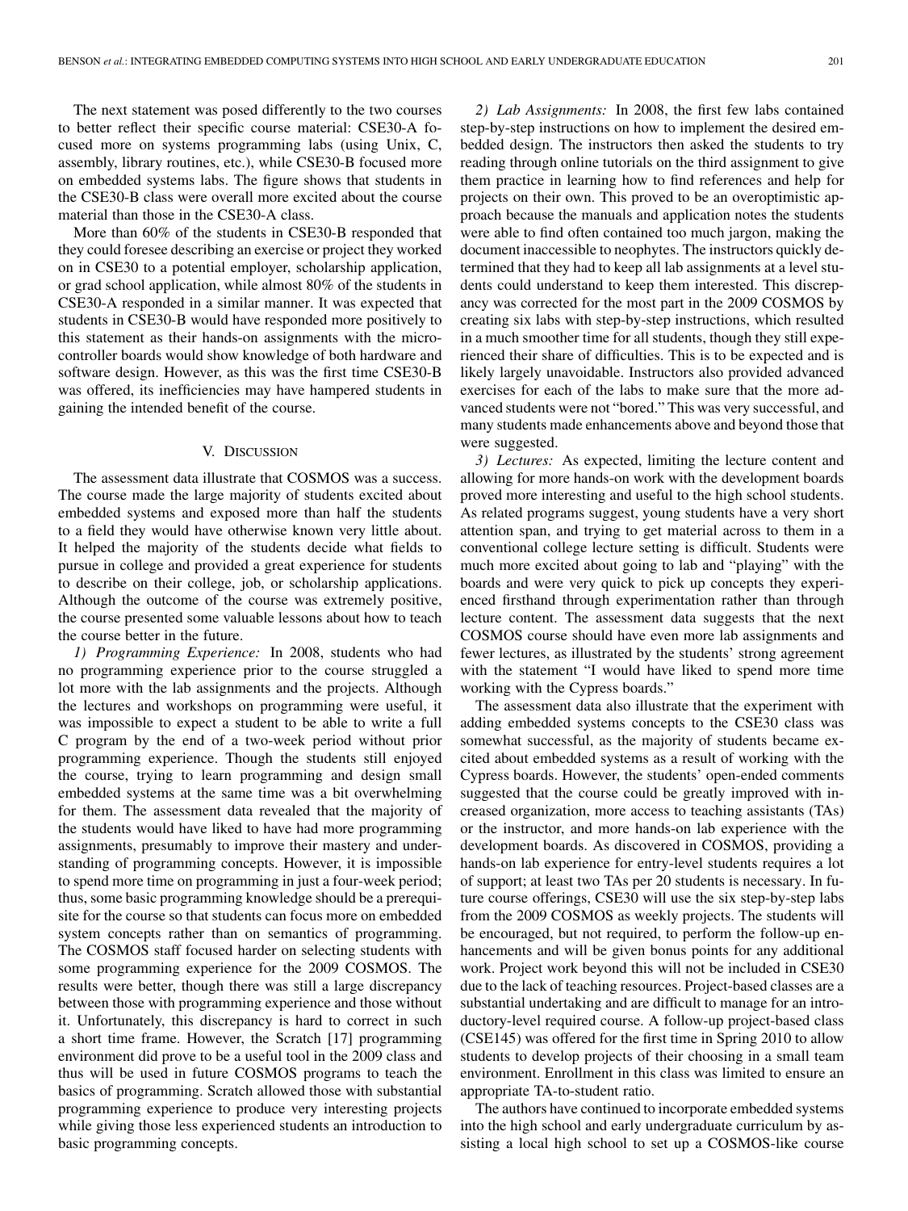The next statement was posed differently to the two courses to better reflect their specific course material: CSE30-A focused more on systems programming labs (using Unix, C, assembly, library routines, etc.), while CSE30-B focused more on embedded systems labs. The figure shows that students in the CSE30-B class were overall more excited about the course material than those in the CSE30-A class.

More than 60% of the students in CSE30-B responded that they could foresee describing an exercise or project they worked on in CSE30 to a potential employer, scholarship application, or grad school application, while almost 80% of the students in CSE30-A responded in a similar manner. It was expected that students in CSE30-B would have responded more positively to this statement as their hands-on assignments with the microcontroller boards would show knowledge of both hardware and software design. However, as this was the first time CSE30-B was offered, its inefficiencies may have hampered students in gaining the intended benefit of the course.

## V. Discussion

The assessment data illustrate that COSMOS was a success. The course made the large majority of students excited about embedded systems and exposed more than half the students to a field they would have otherwise known very little about. It helped the majority of the students decide what fields to pursue in college and provided a great experience for students to describe on their college, job, or scholarship applications. Although the outcome of the course was extremely positive, the course presented some valuable lessons about how to teach the course better in the future.

*1) Programming Experience:* In 2008, students who had no programming experience prior to the course struggled a lot more with the lab assignments and the projects. Although the lectures and workshops on programming were useful, it was impossible to expect a student to be able to write a full C program by the end of a two-week period without prior programming experience. Though the students still enjoyed the course, trying to learn programming and design small embedded systems at the same time was a bit overwhelming for them. The assessment data revealed that the majority of the students would have liked to have had more programming assignments, presumably to improve their mastery and understanding of programming concepts. However, it is impossible to spend more time on programming in just a four-week period; thus, some basic programming knowledge should be a prerequisite for the course so that students can focus more on embedded system concepts rather than on semantics of programming. The COSMOS staff focused harder on selecting students with some programming experience for the 2009 COSMOS. The results were better, though there was still a large discrepancy between those with programming experience and those without it. Unfortunately, this discrepancy is hard to correct in such a short time frame. However, the Scratch [17] programming environment did prove to be a useful tool in the 2009 class and thus will be used in future COSMOS programs to teach the basics of programming. Scratch allowed those with substantial programming experience to produce very interesting projects while giving those less experienced students an introduction to basic programming concepts.

*2) Lab Assignments:* In 2008, the first few labs contained step-by-step instructions on how to implement the desired embedded design. The instructors then asked the students to try reading through online tutorials on the third assignment to give them practice in learning how to find references and help for projects on their own. This proved to be an overoptimistic approach because the manuals and application notes the students were able to find often contained too much jargon, making the document inaccessible to neophytes. The instructors quickly determined that they had to keep all lab assignments at a level students could understand to keep them interested. This discrepancy was corrected for the most part in the 2009 COSMOS by creating six labs with step-by-step instructions, which resulted in a much smoother time for all students, though they still experienced their share of difficulties. This is to be expected and is likely largely unavoidable. Instructors also provided advanced exercises for each of the labs to make sure that the more advanced students were not "bored." This was very successful, and many students made enhancements above and beyond those that were suggested.

*3) Lectures:* As expected, limiting the lecture content and allowing for more hands-on work with the development boards proved more interesting and useful to the high school students. As related programs suggest, young students have a very short attention span, and trying to get material across to them in a conventional college lecture setting is difficult. Students were much more excited about going to lab and "playing" with the boards and were very quick to pick up concepts they experienced firsthand through experimentation rather than through lecture content. The assessment data suggests that the next COSMOS course should have even more lab assignments and fewer lectures, as illustrated by the students' strong agreement with the statement "I would have liked to spend more time working with the Cypress boards."

The assessment data also illustrate that the experiment with adding embedded systems concepts to the CSE30 class was somewhat successful, as the majority of students became excited about embedded systems as a result of working with the Cypress boards. However, the students' open-ended comments suggested that the course could be greatly improved with increased organization, more access to teaching assistants (TAs) or the instructor, and more hands-on lab experience with the development boards. As discovered in COSMOS, providing a hands-on lab experience for entry-level students requires a lot of support; at least two TAs per 20 students is necessary. In future course offerings, CSE30 will use the six step-by-step labs from the 2009 COSMOS as weekly projects. The students will be encouraged, but not required, to perform the follow-up enhancements and will be given bonus points for any additional work. Project work beyond this will not be included in CSE30 due to the lack of teaching resources. Project-based classes are a substantial undertaking and are difficult to manage for an introductory-level required course. A follow-up project-based class (CSE145) was offered for the first time in Spring 2010 to allow students to develop projects of their choosing in a small team environment. Enrollment in this class was limited to ensure an appropriate TA-to-student ratio.

The authors have continued to incorporate embedded systems into the high school and early undergraduate curriculum by assisting a local high school to set up a COSMOS-like course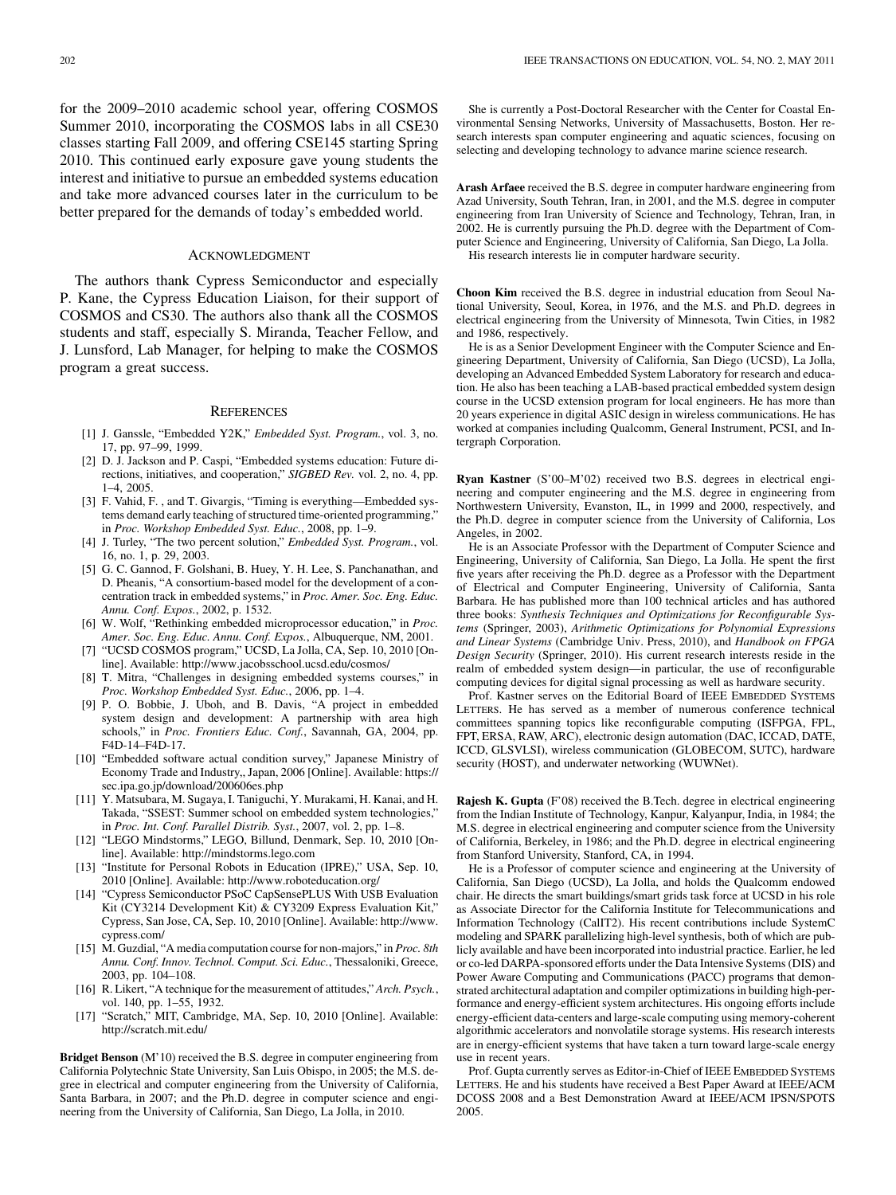for the 2009–2010 academic school year, offering COSMOS Summer 2010, incorporating the COSMOS labs in all CSE30 classes starting Fall 2009, and offering CSE145 starting Spring 2010. This continued early exposure gave young students the interest and initiative to pursue an embedded systems education and take more advanced courses later in the curriculum to be better prepared for the demands of today's embedded world.

## Acknowledgment

The authors thank Cypress Semiconductor and especially P. Kane, the Cypress Education Liaison, for their support of COSMOS and CS30. The authors also thank all the COSMOS students and staff, especially S. Miranda, Teacher Fellow, and J. Lunsford, Lab Manager, for helping to make the COSMOS program a great success.

## References

[1] J. Ganssle, "Embedded Y2K," *Embedded Syst. Program.*, vol. 3, no. 17, pp. 97–99, 1999.

[2] D. J. Jackson and P. Caspi, "Embedded systems education: Future directions, initiatives, and cooperation," *SIGBED Rev.* vol. 2, no. 4, pp. 1–4, 2005.

[3] F. Vahid, F. , and T. Givargis, "Timing is everything—Embedded systems demand early teaching of structured time-oriented programming," in *Proc. Workshop Embedded Syst. Educ.*, 2008, pp. 1–9.

[4] J. Turley, "The two percent solution," *Embedded Syst. Program.*, vol. 16, no. 1, p. 29, 2003.

[5] G. C. Gannod, F. Golshani, B. Huey, Y. H. Lee, S. Panchanathan, and D. Pheanis, "A consortium-based model for the development of a concentration track in embedded systems," in *Proc. Amer. Soc. Eng. Educ. Annu. Conf. Expos.*, 2002, p. 1532.

[6] W. Wolf, "Rethinking embedded microprocessor education," in *Proc. Amer. Soc. Eng. Educ. Annu. Conf. Expos.*, Albuquerque, NM, 2001.

[7] "UCSD COSMOS program," UCSD, La Jolla, CA, Sep. 10, 2010 [Online]. Available: http://www.jacobsschool.ucsd.edu/cosmos/

[8] T. Mitra, "Challenges in designing embedded systems courses," in *Proc. Workshop Embedded Syst. Educ.*, 2006, pp. 1–4.

[9] P. O. Bobbie, J. Uboh, and B. Davis, "A project in embedded system design and development: A partnership with area high schools," in *Proc. Frontiers Educ. Conf.*, Savannah, GA, 2004, pp. F4D-14–F4D-17.

[10] "Embedded software actual condition survey," Japanese Ministry of Economy Trade and Industry,, Japan, 2006 [Online]. Available: https://sec.ipa.go.jp/download/200606es.php

[11] Y. Matsubara, M. Sugaya, I. Taniguchi, Y. Murakami, H. Kanai, and H. Takada, "SSEST: Summer school on embedded system technologies," in *Proc. Int. Conf. Parallel Distrib. Syst.*, 2007, vol. 2, pp. 1–8.

[12] "LEGO Mindstorms," LEGO, Billund, Denmark, Sep. 10, 2010 [Online]. Available: http://mindstorms.lego.com

[13] "Institute for Personal Robots in Education (IPRE)," USA, Sep. 10, 2010 [Online]. Available: http://www.roboteducation.org/

[14] "Cypress Semiconductor PSoC CapSensePLUS With USB Evaluation Kit (CY3214 Development Kit) & CY3209 Express Evaluation Kit," Cypress, San Jose, CA, Sep. 10, 2010 [Online]. Available: http://www.cypress.com/

[15] M. Guzdial, "A media computation course for non-majors," in *Proc. 8th Annu. Conf. Innov. Technol. Comput. Sci. Educ.*, Thessaloniki, Greece, 2003, pp. 104–108.

[16] R. Likert, "A technique for the measurement of attitudes," *Arch. Psych.*, vol. 140, pp. 1–55, 1932.

[17] "Scratch," MIT, Cambridge, MA, Sep. 10, 2010 [Online]. Available: http://scratch.mit.edu/

**Bridget Benson** (M'10) received the B.S. degree in computer engineering from California Polytechnic State University, San Luis Obispo, in 2005; the M.S. degree in electrical and computer engineering from the University of California, Santa Barbara, in 2007; and the Ph.D. degree in computer science and engineering from the University of California, San Diego, La Jolla, in 2010.

She is currently a Post-Doctoral Researcher with the Center for Coastal Environmental Sensing Networks, University of Massachusetts, Boston. Her research interests span computer engineering and aquatic sciences, focusing on selecting and developing technology to advance marine science research.

**Arash Arfaee** received the B.S. degree in computer hardware engineering from Azad University, South Tehran, Iran, in 2001, and the M.S. degree in computer engineering from Iran University of Science and Technology, Tehran, Iran, in 2002. He is currently pursuing the Ph.D. degree with the Department of Computer Science and Engineering, University of California, San Diego, La Jolla.

His research interests lie in computer hardware security.

**Choon Kim** received the B.S. degree in industrial education from Seoul National University, Seoul, Korea, in 1976, and the M.S. and Ph.D. degrees in electrical engineering from the University of Minnesota, Twin Cities, in 1982 and 1986, respectively.

He is as a Senior Development Engineer with the Computer Science and Engineering Department, University of California, San Diego (UCSD), La Jolla, developing an Advanced Embedded System Laboratory for research and education. He also has been teaching a LAB-based practical embedded system design course in the UCSD extension program for local engineers. He has more than 20 years experience in digital ASIC design in wireless communications. He has worked at companies including Qualcomm, General Instrument, PCSI, and Intergraph Corporation.

**Ryan Kastner** (S'00–M'02) received two B.S. degrees in electrical engineering and computer engineering and the M.S. degree in engineering from Northwestern University, Evanston, IL, in 1999 and 2000, respectively, and the Ph.D. degree in computer science from the University of California, Los Angeles, in 2002.

He is an Associate Professor with the Department of Computer Science and Engineering, University of California, San Diego, La Jolla. He spent the first five years after receiving the Ph.D. degree as a Professor with the Department of Electrical and Computer Engineering, University of California, Santa Barbara. He has published more than 100 technical articles and has authored three books: *Synthesis Techniques and Optimizations for Reconfigurable Systems* (Springer, 2003), *Arithmetic Optimizations for Polynomial Expressions and Linear Systems* (Cambridge Univ. Press, 2010), and *Handbook on FPGA Design Security* (Springer, 2010). His current research interests reside in the realm of embedded system design—in particular, the use of reconfigurable computing devices for digital signal processing as well as hardware security.

Prof. Kastner serves on the Editorial Board of IEEE Embedded Systems Letters. He has served as a member of numerous conference technical committees spanning topics like reconfigurable computing (ISFPGA, FPL, FPT, ERSA, RAW, ARC), electronic design automation (DAC, ICCAD, DATE, ICCD, GLSVLSI), wireless communication (GLOBECOM, SUTC), hardware security (HOST), and underwater networking (WUWNet).

**Rajesh K. Gupta** (F'08) received the B.Tech. degree in electrical engineering from the Indian Institute of Technology, Kanpur, Kalyanpur, India, in 1984; the M.S. degree in electrical engineering and computer science from the University of California, Berkeley, in 1986; and the Ph.D. degree in electrical engineering from Stanford University, Stanford, CA, in 1994.

He is a Professor of computer science and engineering at the University of California, San Diego (UCSD), La Jolla, and holds the Qualcomm endowed chair. He directs the smart buildings/smart grids task force at UCSD in his role as Associate Director for the California Institute for Telecommunications and Information Technology (CalIT2). His recent contributions include SystemC modeling and SPARK parallelizing high-level synthesis, both of which are publicly available and have been incorporated into industrial practice. Earlier, he led or co-led DARPA-sponsored efforts under the Data Intensive Systems (DIS) and Power Aware Computing and Communications (PACC) programs that demonstrated architectural adaptation and compiler optimizations in building high-performance and energy-efficient system architectures. His ongoing efforts include energy-efficient data-centers and large-scale computing using memory-coherent algorithmic accelerators and nonvolatile storage systems. His research interests are in energy-efficient systems that have taken a turn toward large-scale energy use in recent years.

Prof. Gupta currently serves as Editor-in-Chief of IEEE Embedded Systems Letters. He and his students have received a Best Paper Award at IEEE/ACM DCOSS 2008 and a Best Demonstration Award at IEEE/ACM IPSN/SPOTS 2005.